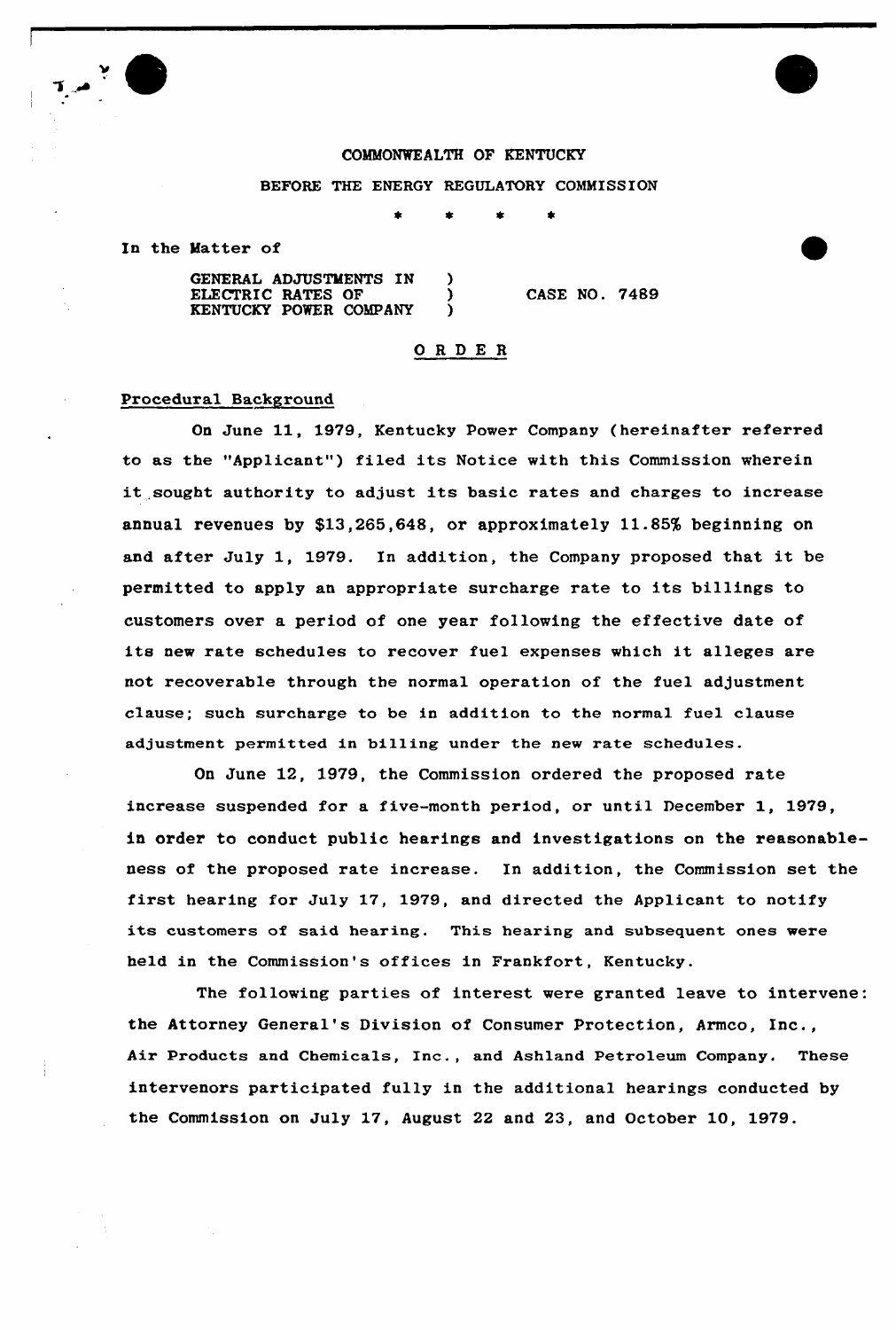COMMONWEALTH OF KENTUCKY

BEFORE THE ENERGY REGULATORY COMMISSION

\* \* \* \*

In the Matter of

GENERAL ADJUSTMENTS IN ELECTRIC RATES OF KENTUCKY POWER COMPANY ) CASE NO. 7489

# ORDER

## Procedural Background

On June 11, 1979, Kentucky Power Company (hereinafter referred to as the "Applicant") filed its Notice with this Commission wherein it sought authority to adjust its basic rates and charges to increase annual revenues by $13,265,648, or approximately 11.85% beginning on and after July 1, 1979. In addition, the Company proposed that it be permitted to apply an appropriate surcharge rate to its billings to customers over a period of one year following the effective date of its new rate schedules to recover fuel expenses which it alleges are not recoverable through the normal operation of the fuel adjustment clause; such surcharge to be in addition to the normal fuel clause adjustment permitted in billing under the new rate schedules.

On June 12, 1979, the Commission ordered the proposed rate increase suspended for a five-month period, or until December 1, 1979, in order to conduct public hearings and investigations on the reasonableness of the proposed rate increase. In addition, the Commission set the first hearing for July 17, 1979, and directed the Applicant to notify its customers of said hearing. This hearing and subsequent ones were held in the Commission's offices in Frankfort, Kentucky.

The following parties of interest were granted leave to intervene: the Attorney General's Division of Consumer Protection, Armco, Inc., Air Products and Chemicals, Inc., and Ashland Petroleum Company. These intervenors participated fully in the additional hearings conducted by the Commission on July 17, August 22 and 23, and October 10, 1979.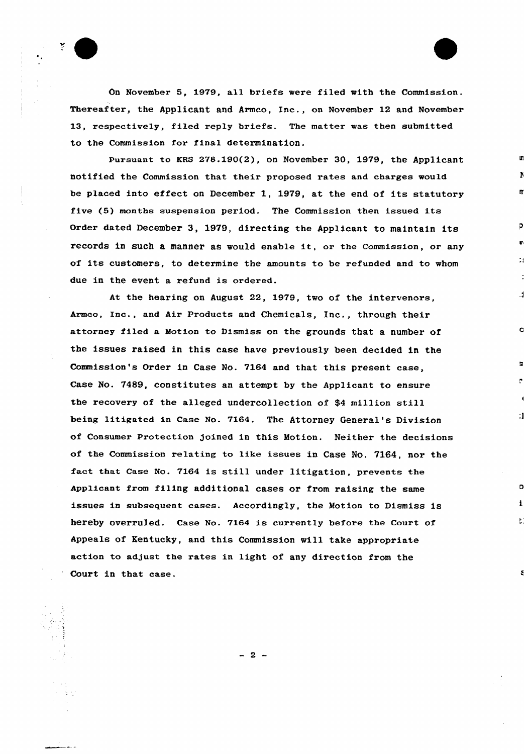On November 5, 1979, all briefs were filed with the Commission. Thereafter, the Applicant and Armco, Inc., on November 12 and November 13, respectively, filed reply briefs. The matter was then submitted to the Commission for final determination.

Pursuant to KRS 278.190(2), on November 30, 1979, the Applicant notified the Commission that their proposed rates and charges would be placed into effect on December 1, 1979, at the end of its statutory five (5) months suspension period. The Commission then issued its Order dated December 3, 1979, directing the Applicant to maintain its records in such a manner as would enable it, or the Commission, or any of its customers, to determine the amounts to be refunded and to whom due in the event a refund is ordered.

At the hearing on August 22, 1979, two of the intervenors, Armco, Inc., and Air Products and Chemicals, Inc., through their attorney filed a Motion to Dismiss on the grounds that a number of the issues raised in this case have previously been decided in the Commission's Order in Case No. 7164 and that this present case, Case No. 7489, constitutes an attempt by the Applicant to ensure the recovery of the alleged undercollection of $4 million still being litigated in Case No. 7164. The Attorney General's Division of Consumer Protection joined in this Motion. Neither the decisions of the Commission relating to like issues in Case No. 7164, nor the fact that Case No. 7164 is still under litigation, prevents the Applicant from filing additional cases or from raising the same issues in subsequent cases. Accordingly, the Motion to Dismiss is hereby overruled. Case No. 7164 is currently before the Court of Appeals of Kentucky, and this Commission will take appropriate action to adjust the rates in light of any direction from the Court in that case.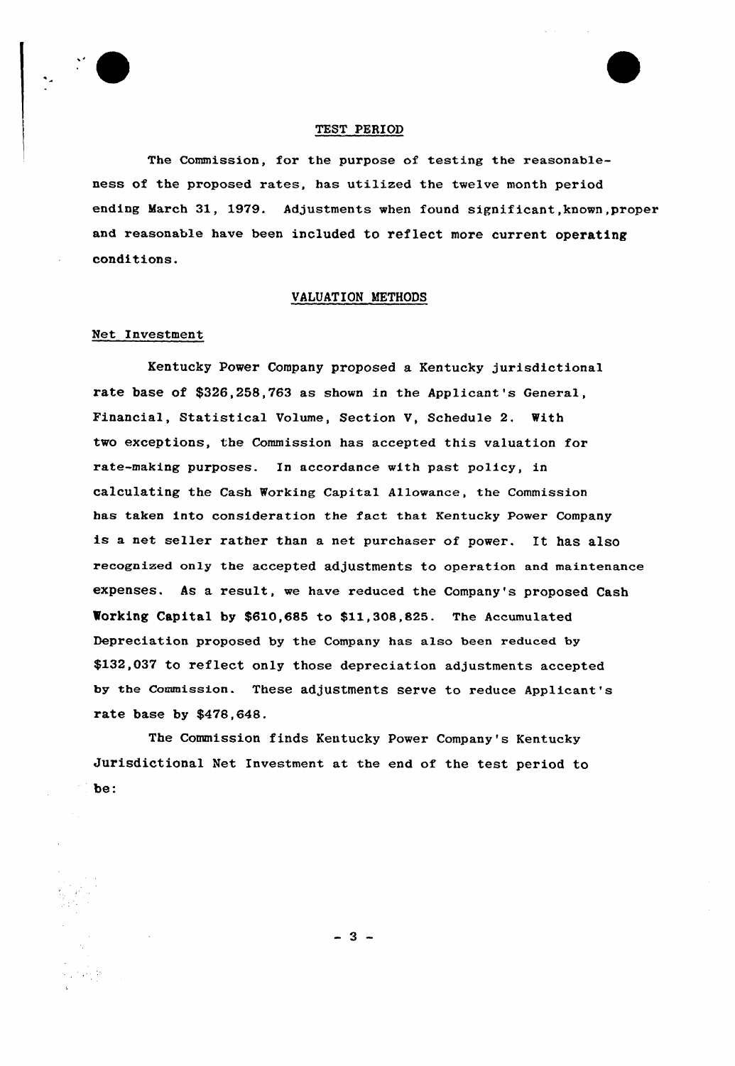## TEST PERIOD

The Commission, for the purpose of testing the reasonableness of the proposed rates, has utilized the twelve month period ending March 31, 1979. Adjustments when found significant, known, proper and reasonable have been included to reflect more current operating conditions.

## VALUATION METHODS

### Net Investment

Kentucky Power Company proposed a Kentucky jurisdictional rate base of $326,258,763 as shown in the Applicant's General, Financial, Statistical Volume, Section V, Schedule 2. With two exceptions, the Commission has accepted this valuation for rate-making purposes. In accordance with past policy, in calculating the Cash Working Capital Allowance, the Commission has taken into consideration the fact that Kentucky Power Company is a net seller rather than a net purchaser of power. It has also recognized only the accepted adjustments to operation and maintenance expenses. As a result, we have reduced the Company's proposed Cash Working Capital by $610,685 to $11,308,825. The Accumulated Depreciation proposed by the Company has also been reduced by $132,037 to reflect only those depreciation adjustments accepted by the Commission. These adjustments serve to reduce Applicant's rate base by $478,648.

The Commission finds Kentucky Power Company's Kentucky Jurisdictional Net Investment at the end of the test period to be: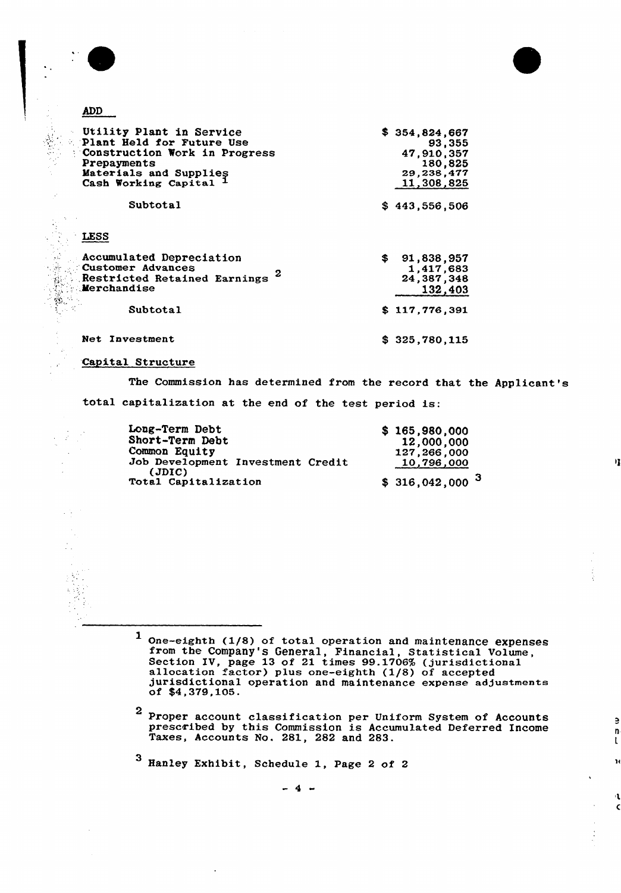ADD

| | |
|---|---|
| Utility Plant in Service | $ 354,824,667 |
| Plant Held for Future Use | 93,355 |
| Construction Work in Progress | 47,910,357 |
| Prepayments | 180,825 |
| Materials and Supplies | 29,238,477 |
| Cash Working Capital [1] | 11,308,825 |
| Subtotal | $ 443,556,506 |

LESS

| | |
|---|---|
| Accumulated Depreciation | $ 91,838,957 |
| Customer Advances | 1,417,683 |
| Restricted Retained Earnings [2] | 24,387,348 |
| Merchandise | 132,403 |
| Subtotal | $ 117,776,391 |
| Net Investment | $ 325,780,115 |

Capital Structure

The Commission has determined from the record that the Applicant's total capitalization at the end of the test period is:

| | |
|---|---|
| Long-Term Debt | $ 165,980,000 |
| Short-Term Debt | 12,000,000 |
| Common Equity | 127,266,000 |
| Job Development Investment Credit (JDIC) | 10,796,000 |
| Total Capitalization | $ 316,042,000 [3] |

---

[1] One-eighth (1/8) of total operation and maintenance expenses from the Company's General, Financial, Statistical Volume, Section IV, page 13 of 21 times 99.1706% (jurisdictional allocation factor) plus one-eighth (1/8) of accepted jurisdictional operation and maintenance expense adjustments of $4,379,105.

[2] Proper account classification per Uniform System of Accounts prescribed by this Commission is Accumulated Deferred Income Taxes, Accounts No. 281, 282 and 283.

[3] Hanley Exhibit, Schedule 1, Page 2 of 2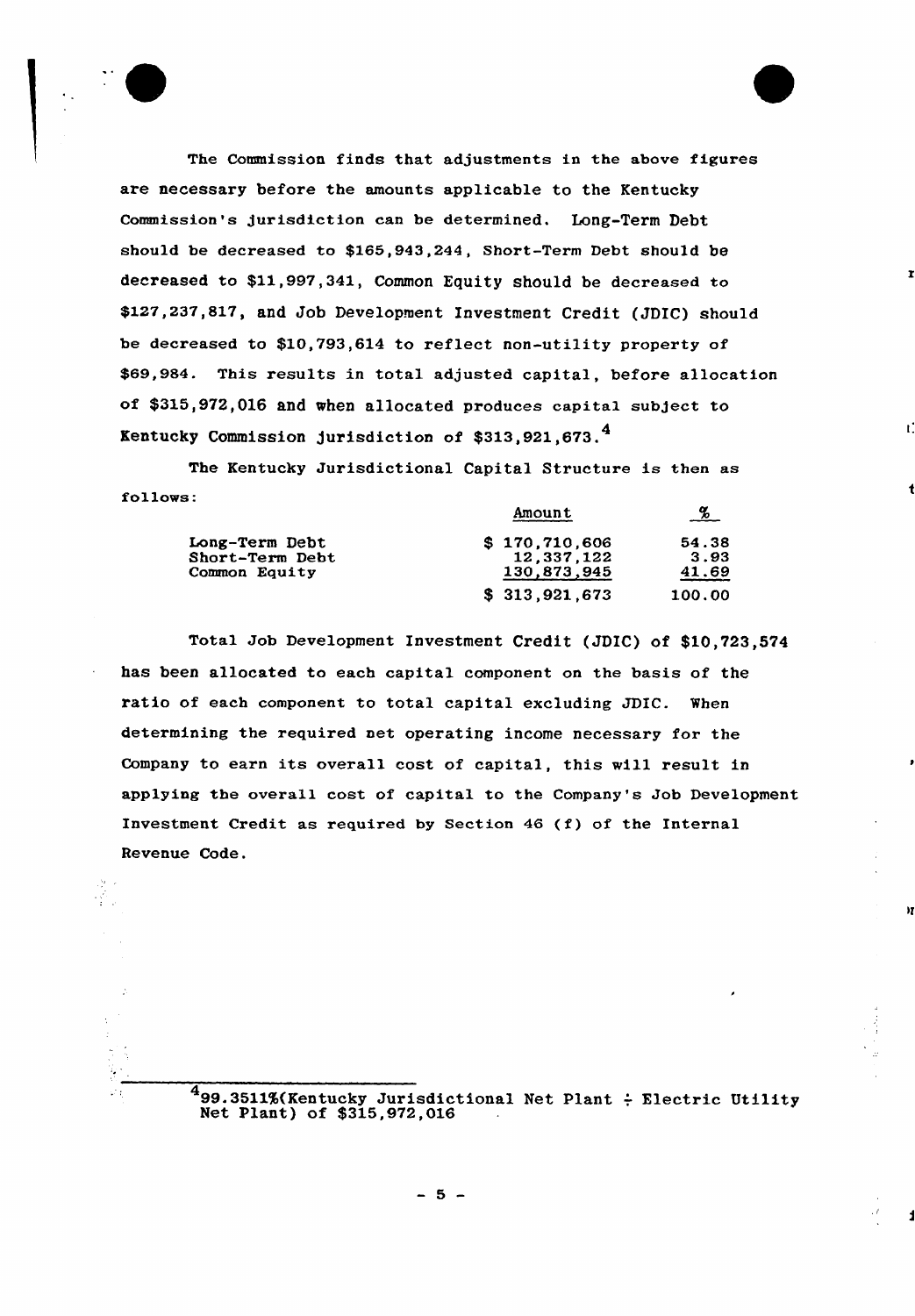The Commission finds that adjustments in the above figures are necessary before the amounts applicable to the Kentucky Commission's jurisdiction can be determined. Long-Term Debt should be decreased to $165,943,244, Short-Term Debt should be decreased to $11,997,341, Common Equity should be decreased to $127,237,817, and Job Development Investment Credit (JDIC) should be decreased to $10,793,614 to reflect non-utility property of $69,984. This results in total adjusted capital, before allocation of $315,972,016 and when allocated produces capital subject to Kentucky Commission jurisdiction of $313,921,673.[4]

The Kentucky Jurisdictional Capital Structure is then as follows:

| | Amount | % |
|---|---|---|
| Long-Term Debt | $ 170,710,606 | 54.38 |
| Short-Term Debt | 12,337,122 | 3.93 |
| Common Equity | 130,873,945 | 41.69 |
| | $ 313,921,673 | 100.00 |

Total Job Development Investment Credit (JDIC) of $10,723,574 has been allocated to each capital component on the basis of the ratio of each component to total capital excluding JDIC. When determining the required net operating income necessary for the Company to earn its overall cost of capital, this will result in applying the overall cost of capital to the Company's Job Development Investment Credit as required by Section 46 (f) of the Internal Revenue Code.

---

[4] 99.3511%(Kentucky Jurisdictional Net Plant ÷ Electric Utility Net Plant) of $315,972,016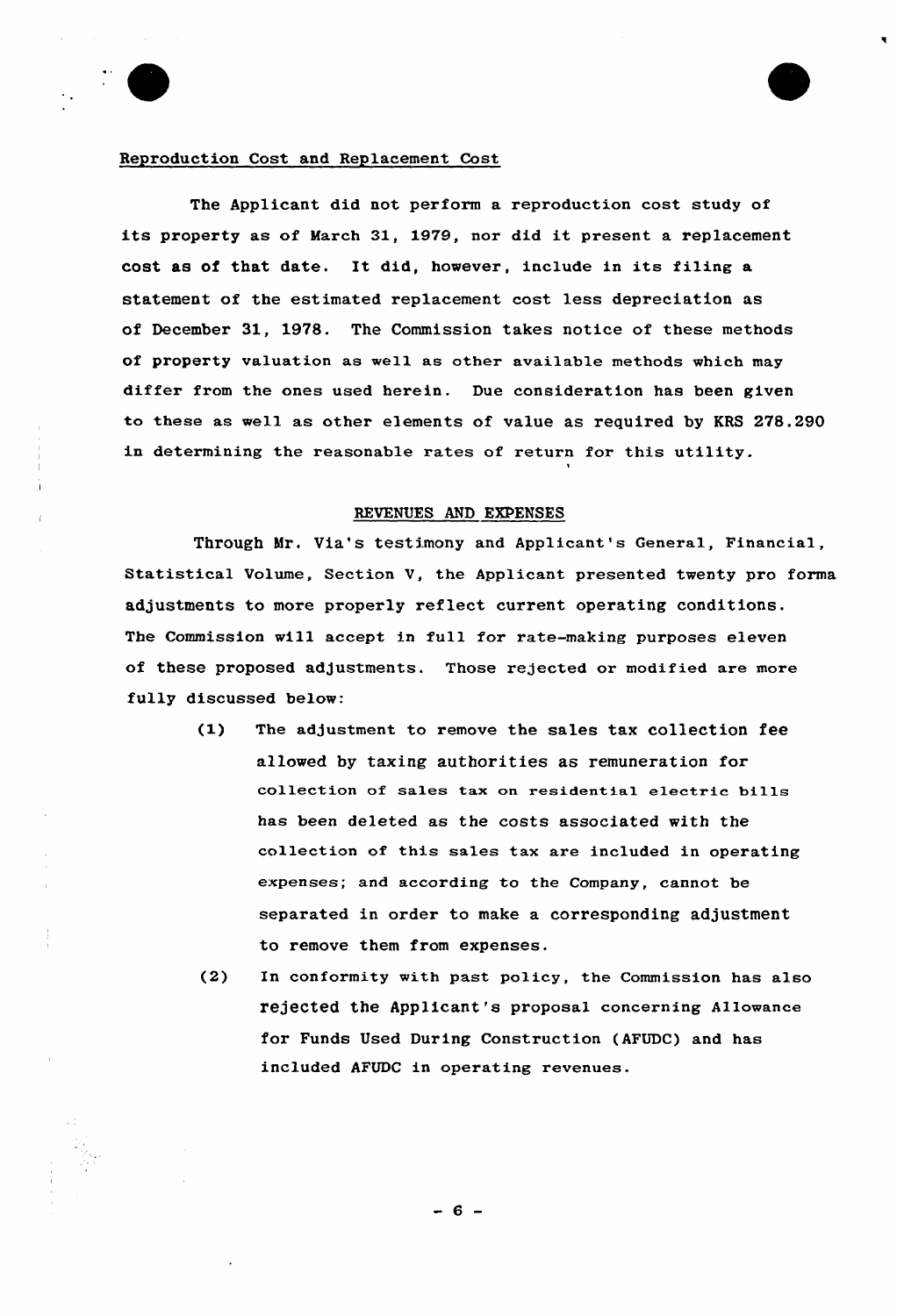Reproduction Cost and Replacement Cost

The Applicant did not perform a reproduction cost study of its property as of March 31, 1979, nor did it present a replacement cost as of that date. It did, however, include in its filing a statement of the estimated replacement cost less depreciation as of December 31, 1978. The Commission takes notice of these methods of property valuation as well as other available methods which may differ from the ones used herein. Due consideration has been given to these as well as other elements of value as required by KRS 278.290 in determining the reasonable rates of return for this utility.

## REVENUES AND EXPENSES

Through Mr. Via's testimony and Applicant's General, Financial, Statistical Volume, Section V, the Applicant presented twenty pro forma adjustments to more properly reflect current operating conditions. The Commission will accept in full for rate-making purposes eleven of these proposed adjustments. Those rejected or modified are more fully discussed below:

(1) The adjustment to remove the sales tax collection fee allowed by taxing authorities as remuneration for collection of sales tax on residential electric bills has been deleted as the costs associated with the collection of this sales tax are included in operating expenses; and according to the Company, cannot be separated in order to make a corresponding adjustment to remove them from expenses.

(2) In conformity with past policy, the Commission has also rejected the Applicant's proposal concerning Allowance for Funds Used During Construction (AFUDC) and has included AFUDC in operating revenues.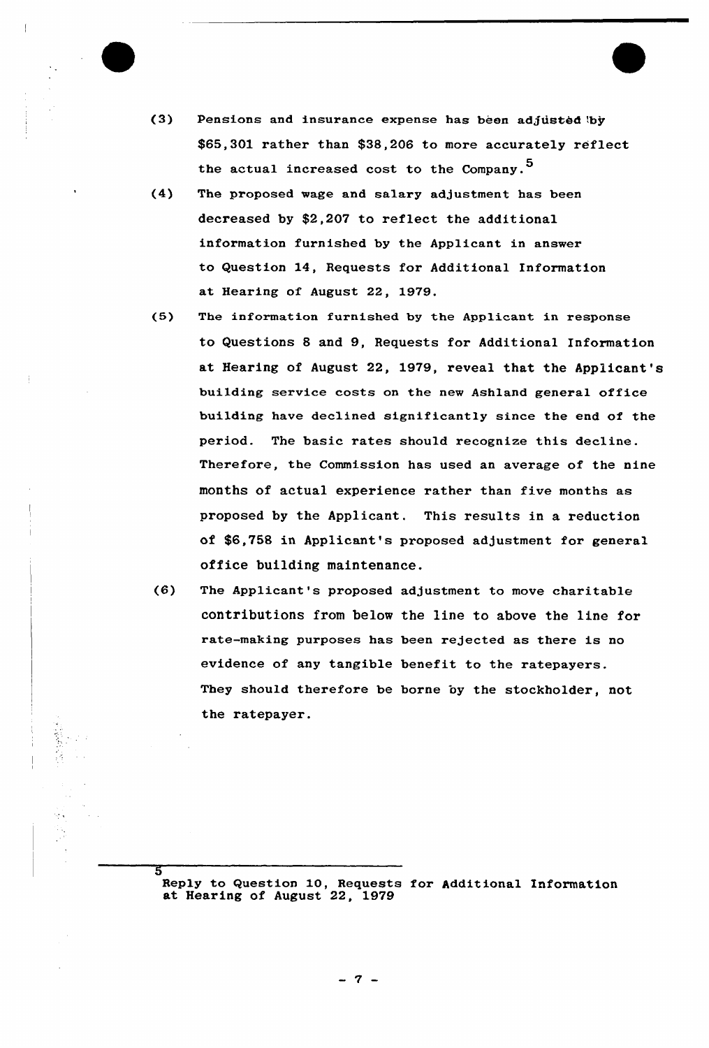(3) Pensions and insurance expense has been adjusted by $65,301 rather than $38,206 to more accurately reflect the actual increased cost to the Company.[5]

(4) The proposed wage and salary adjustment has been decreased by $2,207 to reflect the additional information furnished by the Applicant in answer to Question 14, Requests for Additional Information at Hearing of August 22, 1979.

(5) The information furnished by the Applicant in response to Questions 8 and 9, Requests for Additional Information at Hearing of August 22, 1979, reveal that the Applicant's building service costs on the new Ashland general office building have declined significantly since the end of the period. The basic rates should recognize this decline. Therefore, the Commission has used an average of the nine months of actual experience rather than five months as proposed by the Applicant. This results in a reduction of $6,758 in Applicant's proposed adjustment for general office building maintenance.

(6) The Applicant's proposed adjustment to move charitable contributions from below the line to above the line for rate-making purposes has been rejected as there is no evidence of any tangible benefit to the ratepayers. They should therefore be borne by the stockholder, not the ratepayer.

---

[5] Reply to Question 10, Requests for Additional Information at Hearing of August 22, 1979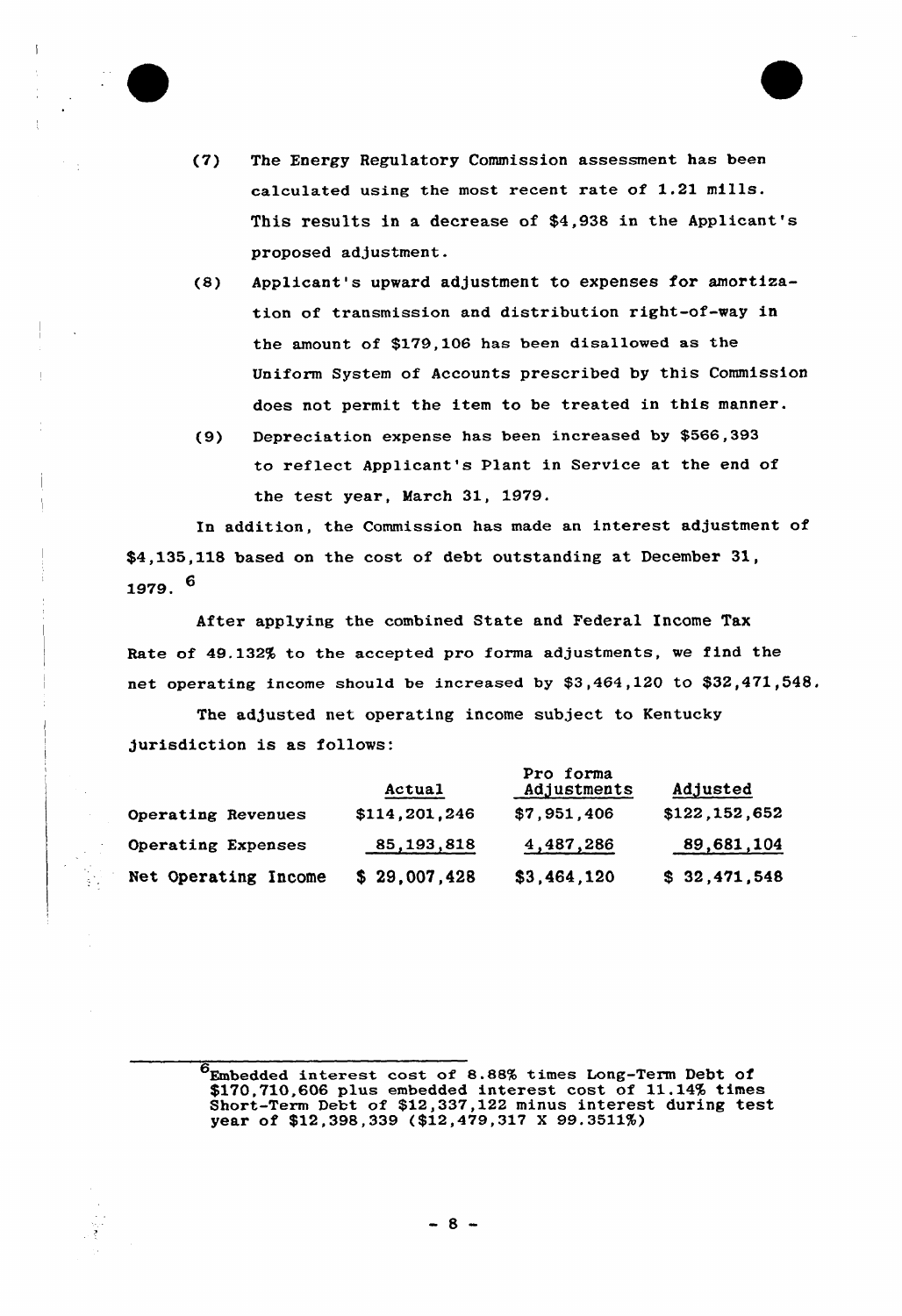(7) The Energy Regulatory Commission assessment has been calculated using the most recent rate of 1.21 mills. This results in a decrease of $4,938 in the Applicant's proposed adjustment.

(8) Applicant's upward adjustment to expenses for amortization of transmission and distribution right-of-way in the amount of $179,106 has been disallowed as the Uniform System of Accounts prescribed by this Commission does not permit the item to be treated in this manner.

(9) Depreciation expense has been increased by $566,393 to reflect Applicant's Plant in Service at the end of the test year, March 31, 1979.

In addition, the Commission has made an interest adjustment of $4,135,118 based on the cost of debt outstanding at December 31, 1979.[6]

After applying the combined State and Federal Income Tax Rate of 49.132% to the accepted pro forma adjustments, we find the net operating income should be increased by $3,464,120 to $32,471,548.

The adjusted net operating income subject to Kentucky jurisdiction is as follows:

| | Actual | Pro forma Adjustments | Adjusted |
|---|---|---|---|
| Operating Revenues | $114,201,246 | $7,951,406 | $122,152,652 |
| Operating Expenses | 85,193,818 | 4,487,286 | 89,681,104 |
| Net Operating Income | $ 29,007,428 | $3,464,120 | $ 32,471,548 |

---

[6] Embedded interest cost of 8.88% times Long-Term Debt of $170,710,606 plus embedded interest cost of 11.14% times Short-Term Debt of $12,337,122 minus interest during test year of $12,398,339 ($12,479,317 X 99.3511%)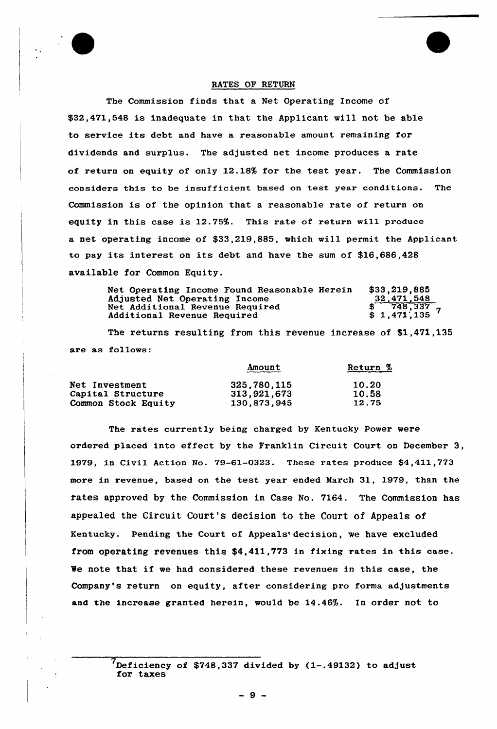## RATES OF RETURN

The Commission finds that a Net Operating Income of $32,471,548 is inadequate in that the Applicant will not be able to service its debt and have a reasonable amount remaining for dividends and surplus. The adjusted net income produces a rate of return on equity of only 12.18% for the test year. The Commission considers this to be insufficient based on test year conditions. The Commission is of the opinion that a reasonable rate of return on equity in this case is 12.75%. This rate of return will produce a net operating income of $33,219,885, which will permit the Applicant to pay its interest on its debt and have the sum of $16,686,428 available for Common Equity.

| | |
|---|---|
| Net Operating Income Found Reasonable Herein | $33,219,885 |
| Adjusted Net Operating Income | 32,471,548 |
| Net Additional Revenue Required | $ 748,337 |
| Additional Revenue Required | $ 1,471,135 [7] |

The returns resulting from this revenue increase of $1,471,135 are as follows:

| | Amount | Return % |
|---|---|---|
| Net Investment | 325,780,115 | 10.20 |
| Capital Structure | 313,921,673 | 10.58 |
| Common Stock Equity | 130,873,945 | 12.75 |

The rates currently being charged by Kentucky Power were ordered placed into effect by the Franklin Circuit Court on December 3, 1979, in Civil Action No. 79-61-0323. These rates produce $4,411,773 more in revenue, based on the test year ended March 31, 1979, than the rates approved by the Commission in Case No. 7164. The Commission has appealed the Circuit Court's decision to the Court of Appeals of Kentucky. Pending the Court of Appeals' decision, we have excluded from operating revenues this $4,411,773 in fixing rates in this case. We note that if we had considered these revenues in this case, the Company's return on equity, after considering pro forma adjustments and the increase granted herein, would be 14.46%. In order not to

---

[7] Deficiency of $748,337 divided by (1-.49132) to adjust for taxes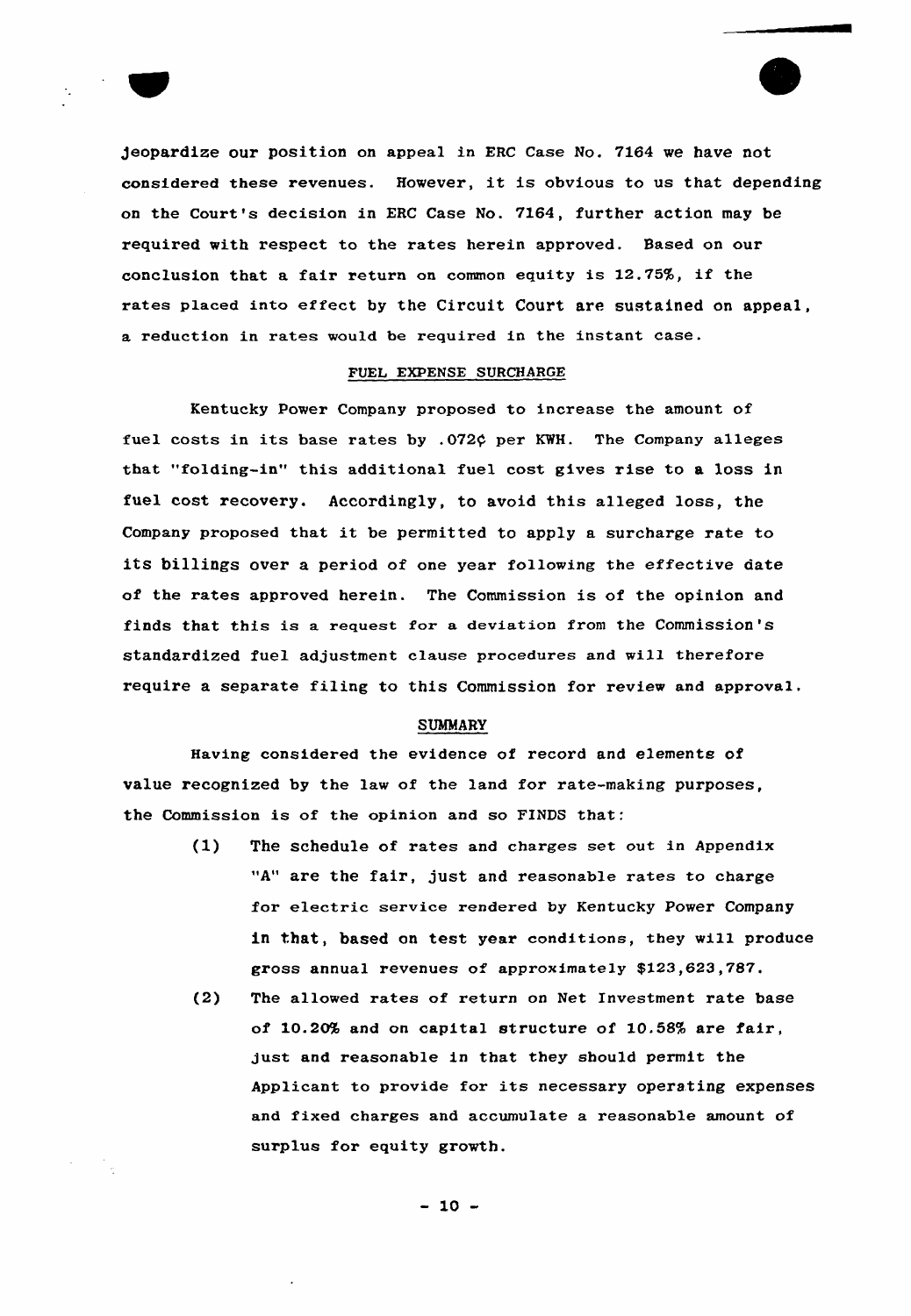jeopardize our position on appeal in ERC Case No. 7164 we have not considered these revenues. However, it is obvious to us that depending on the Court's decision in ERC Case No. 7164, further action may be required with respect to the rates herein approved. Based on our conclusion that a fair return on common equity is 12.75%, if the rates placed into effect by the Circuit Court are sustained on appeal, a reduction in rates would be required in the instant case.

## FUEL EXPENSE SURCHARGE

Kentucky Power Company proposed to increase the amount of fuel costs in its base rates by .072¢ per KWH. The Company alleges that "folding-in" this additional fuel cost gives rise to a loss in fuel cost recovery. Accordingly, to avoid this alleged loss, the Company proposed that it be permitted to apply a surcharge rate to its billings over a period of one year following the effective date of the rates approved herein. The Commission is of the opinion and finds that this is a request for a deviation from the Commission's standardized fuel adjustment clause procedures and will therefore require a separate filing to this Commission for review and approval.

## SUMMARY

Having considered the evidence of record and elements of value recognized by the law of the land for rate-making purposes, the Commission is of the opinion and so FINDS that:

(1) The schedule of rates and charges set out in Appendix "A" are the fair, just and reasonable rates to charge for electric service rendered by Kentucky Power Company in that, based on test year conditions, they will produce gross annual revenues of approximately $123,623,787.

(2) The allowed rates of return on Net Investment rate base of 10.20% and on capital structure of 10.58% are fair, just and reasonable in that they should permit the Applicant to provide for its necessary operating expenses and fixed charges and accumulate a reasonable amount of surplus for equity growth.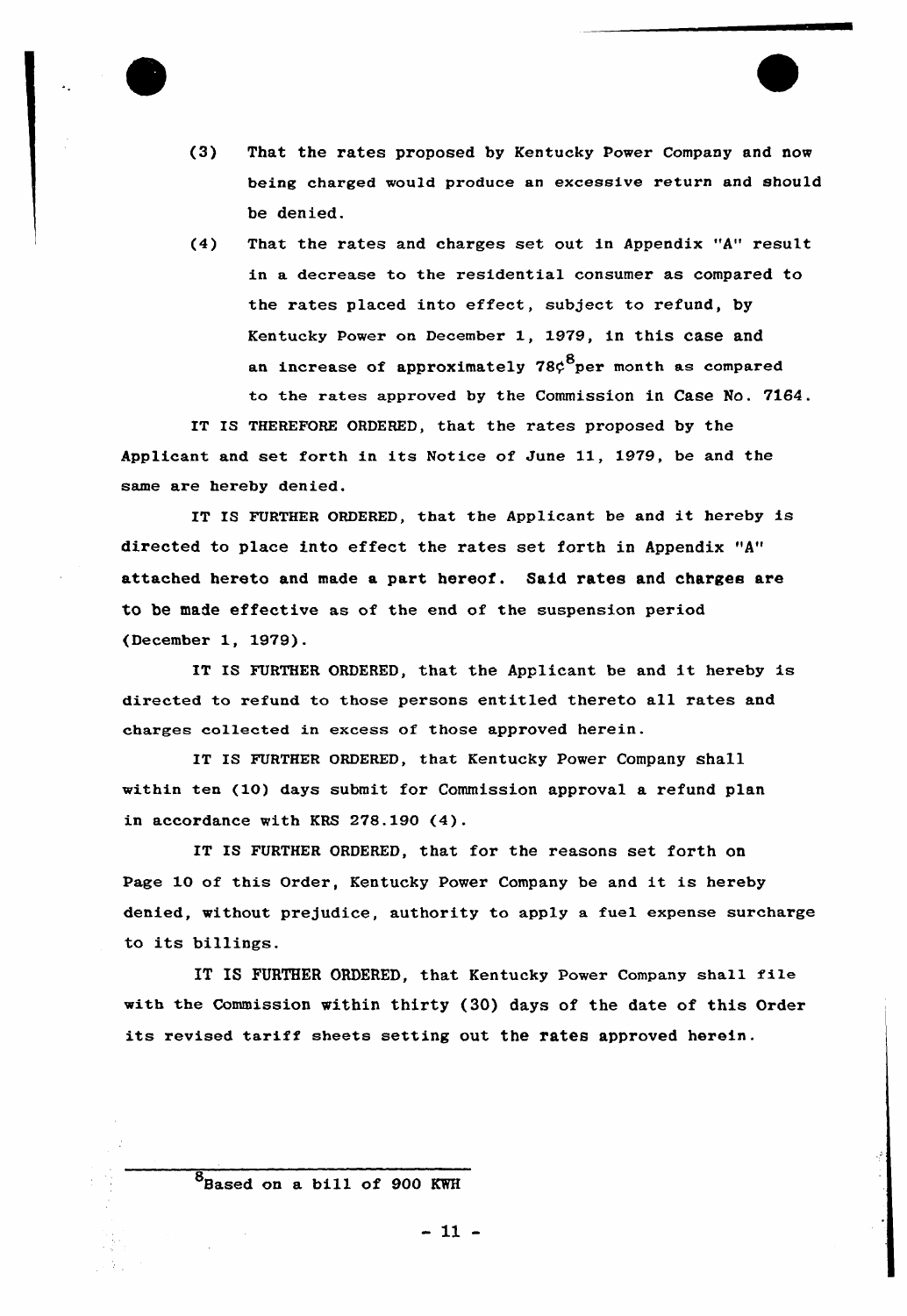(3) That the rates proposed by Kentucky Power Company and now being charged would produce an excessive return and should be denied.

(4) That the rates and charges set out in Appendix "A" result in a decrease to the residential consumer as compared to the rates placed into effect, subject to refund, by Kentucky Power on December 1, 1979, in this case and an increase of approximately 78¢[8] per month as compared to the rates approved by the Commission in Case No. 7164.

IT IS THEREFORE ORDERED, that the rates proposed by the Applicant and set forth in its Notice of June 11, 1979, be and the same are hereby denied.

IT IS FURTHER ORDERED, that the Applicant be and it hereby is directed to place into effect the rates set forth in Appendix "A" attached hereto and made a part hereof. Said rates and charges are to be made effective as of the end of the suspension period (December 1, 1979).

IT IS FURTHER ORDERED, that the Applicant be and it hereby is directed to refund to those persons entitled thereto all rates and charges collected in excess of those approved herein.

IT IS FURTHER ORDERED, that Kentucky Power Company shall within ten (10) days submit for Commission approval a refund plan in accordance with KRS 278.190 (4).

IT IS FURTHER ORDERED, that for the reasons set forth on Page 10 of this Order, Kentucky Power Company be and it is hereby denied, without prejudice, authority to apply a fuel expense surcharge to its billings.

IT IS FURTHER ORDERED, that Kentucky Power Company shall file with the Commission within thirty (30) days of the date of this Order its revised tariff sheets setting out the rates approved herein.

---

[8] Based on a bill of 900 KWH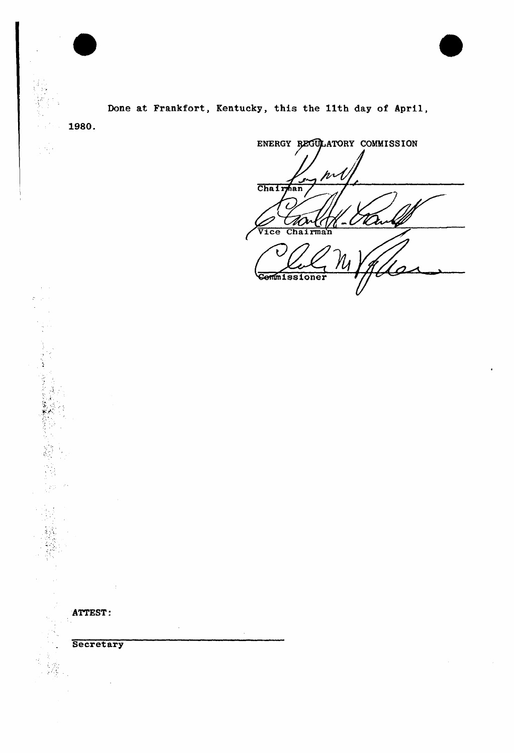Done at Frankfort, Kentucky, this the 11th day of April, 1980.

ENERGY REGULATORY COMMISSION

______________________________
Chairman

______________________________
Vice Chairman

______________________________
Commissioner

ATTEST:

______________________________
Secretary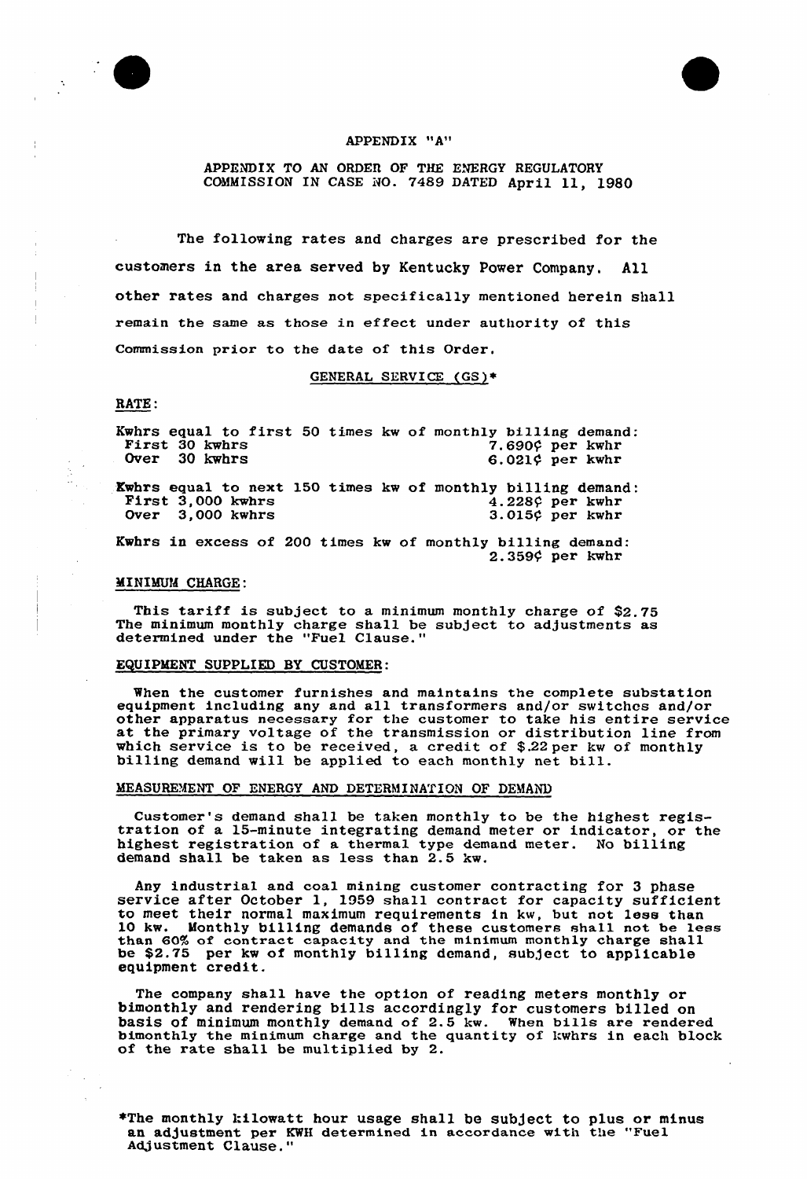APPENDIX "A"

APPENDIX TO AN ORDER OF THE ENERGY REGULATORY COMMISSION IN CASE NO. 7489 DATED April 11, 1980

The following rates and charges are prescribed for the customers in the area served by Kentucky Power Company. All other rates and charges not specifically mentioned herein shall remain the same as those in effect under authority of this Commission prior to the date of this Order.

GENERAL SERVICE (GS)*

RATE:

Kwhrs equal to first 50 times kw of monthly billing demand:

| | |
|---|---|
| First 30 kwhrs | 7.690¢ per kwhr |
| Over 30 kwhrs | 6.021¢ per kwhr |

Kwhrs equal to next 150 times kw of monthly billing demand:

| | |
|---|---|
| First 3,000 kwhrs | 4.228¢ per kwhr |
| Over 3,000 kwhrs | 3.015¢ per kwhr |

Kwhrs in excess of 200 times kw of monthly billing demand: 2.359¢ per kwhr

MINIMUM CHARGE:

This tariff is subject to a minimum monthly charge of $2.75 The minimum monthly charge shall be subject to adjustments as determined under the "Fuel Clause."

EQUIPMENT SUPPLIED BY CUSTOMER:

When the customer furnishes and maintains the complete substation equipment including any and all transformers and/or switches and/or other apparatus necessary for the customer to take his entire service at the primary voltage of the transmission or distribution line from which service is to be received, a credit of $.22 per kw of monthly billing demand will be applied to each monthly net bill.

MEASUREMENT OF ENERGY AND DETERMINATION OF DEMAND

Customer's demand shall be taken monthly to be the highest registration of a 15-minute integrating demand meter or indicator, or the highest registration of a thermal type demand meter. No billing demand shall be taken as less than 2.5 kw.

Any industrial and coal mining customer contracting for 3 phase service after October 1, 1959 shall contract for capacity sufficient to meet their normal maximum requirements in kw, but not less than 10 kw. Monthly billing demands of these customers shall not be less than 60% of contract capacity and the minimum monthly charge shall be $2.75 per kw of monthly billing demand, subject to applicable equipment credit.

The company shall have the option of reading meters monthly or bimonthly and rendering bills accordingly for customers billed on basis of minimum monthly demand of 2.5 kw. When bills are rendered bimonthly the minimum charge and the quantity of kwhrs in each block of the rate shall be multiplied by 2.

*The monthly kilowatt hour usage shall be subject to plus or minus an adjustment per KWH determined in accordance with the "Fuel Adjustment Clause."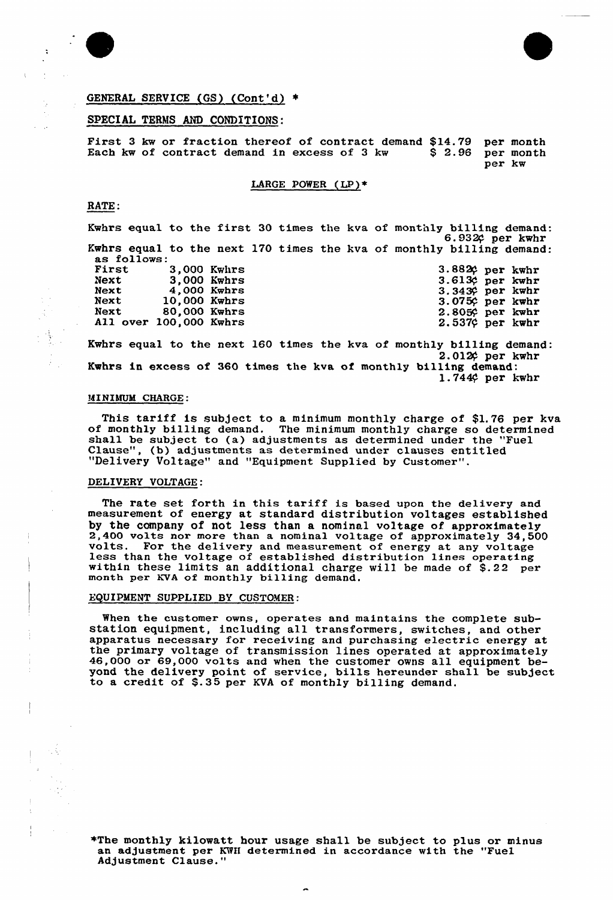GENERAL SERVICE (GS) (Cont'd) *

SPECIAL TERMS AND CONDITIONS:

| | | |
|---|---|---|
| First 3 kw or fraction thereof of contract demand | $14.79 | per month |
| Each kw of contract demand in excess of 3 kw | $ 2.96 | per month per kw |

## LARGE POWER (LP)*

RATE:

Kwhrs equal to the first 30 times the kva of monthly billing demand: 6.932¢ per kwhr

Kwhrs equal to the next 170 times the kva of monthly billing demand: as follows:

| | | |
|---|---|---|
| First | 3,000 Kwhrs | 3.882¢ per kwhr |
| Next | 3,000 Kwhrs | 3.613¢ per kwhr |
| Next | 4,000 Kwhrs | 3.343¢ per kwhr |
| Next | 10,000 Kwhrs | 3.075¢ per kwhr |
| Next | 80,000 Kwhrs | 2.805¢ per kwhr |
| All over | 100,000 Kwhrs | 2.537¢ per kwhr |

Kwhrs equal to the next 160 times the kva of monthly billing demand: 2.012¢ per kwhr

Kwhrs in excess of 360 times the kva of monthly billing demand: 1.744¢ per kwhr

MINIMUM CHARGE:

This tariff is subject to a minimum monthly charge of $1.76 per kva of monthly billing demand. The minimum monthly charge so determined shall be subject to (a) adjustments as determined under the "Fuel Clause", (b) adjustments as determined under clauses entitled "Delivery Voltage" and "Equipment Supplied by Customer".

DELIVERY VOLTAGE:

The rate set forth in this tariff is based upon the delivery and measurement of energy at standard distribution voltages established by the company of not less than a nominal voltage of approximately 2,400 volts nor more than a nominal voltage of approximately 34,500 volts. For the delivery and measurement of energy at any voltage less than the voltage of established distribution lines operating within these limits an additional charge will be made of $.22 per month per KVA of monthly billing demand.

EQUIPMENT SUPPLIED BY CUSTOMER:

When the customer owns, operates and maintains the complete substation equipment, including all transformers, switches, and other apparatus necessary for receiving and purchasing electric energy at the primary voltage of transmission lines operated at approximately 46,000 or 69,000 volts and when the customer owns all equipment beyond the delivery point of service, bills hereunder shall be subject to a credit of $.35 per KVA of monthly billing demand.

*The monthly kilowatt hour usage shall be subject to plus or minus an adjustment per KWH determined in accordance with the "Fuel Adjustment Clause."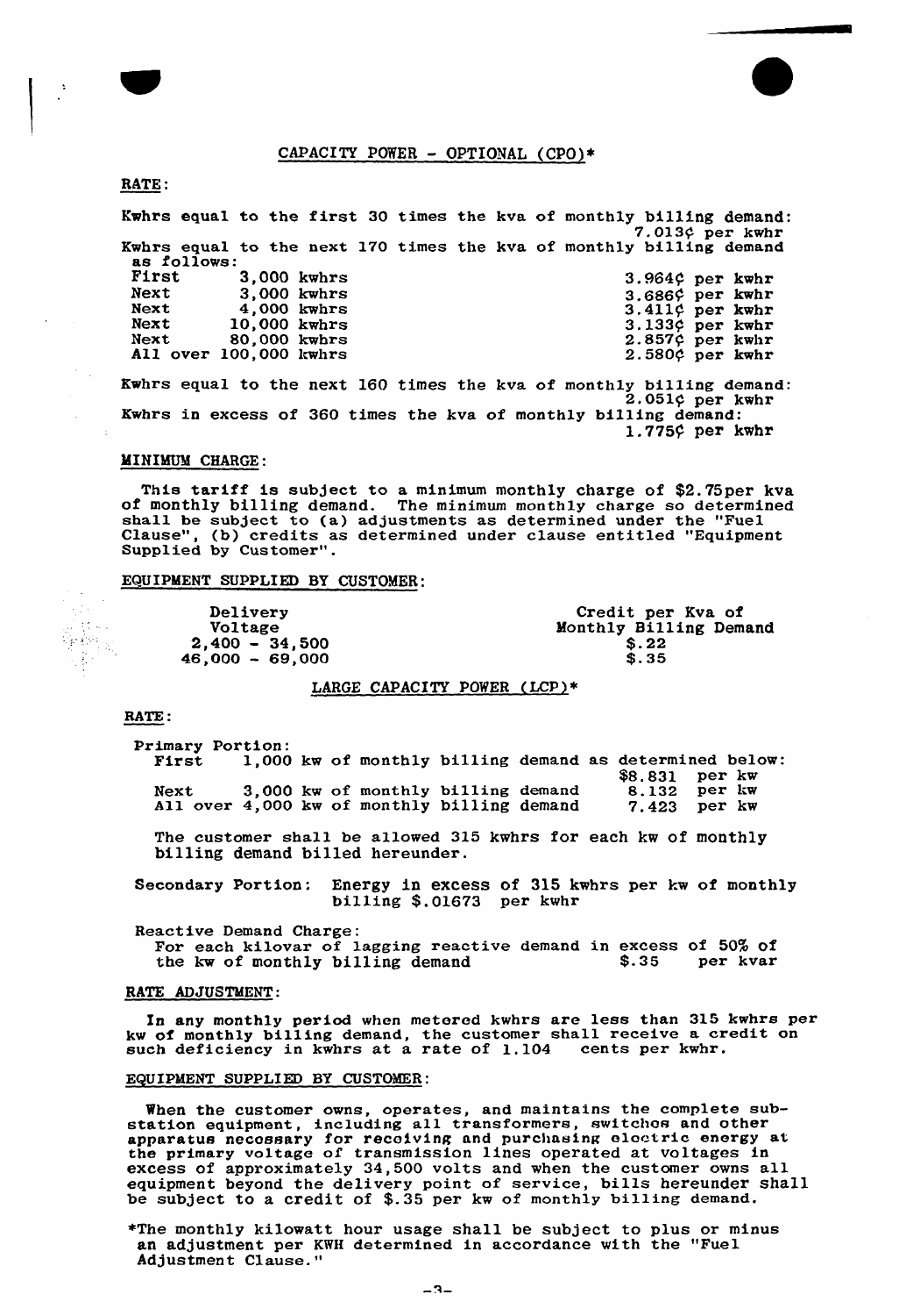## CAPACITY POWER - OPTIONAL (CPO)*

**RATE:**

Kwhrs equal to the first 30 times the kva of monthly billing demand: 7.013¢ per kwhr

Kwhrs equal to the next 170 times the kva of monthly billing demand as follows:

| | | |
|---|---|---|
| First | 3,000 kwhrs | 3.964¢ per kwhr |
| Next | 3,000 kwhrs | 3.686¢ per kwhr |
| Next | 4,000 kwhrs | 3.411¢ per kwhr |
| Next | 10,000 kwhrs | 3.133¢ per kwhr |
| Next | 80,000 kwhrs | 2.857¢ per kwhr |
| All over 100,000 kwhrs | | 2.580¢ per kwhr |

Kwhrs equal to the next 160 times the kva of monthly billing demand: 2.051¢ per kwhr

Kwhrs in excess of 360 times the kva of monthly billing demand: 1.775¢ per kwhr

**MINIMUM CHARGE:**

This tariff is subject to a minimum monthly charge of $2.75per kva of monthly billing demand. The minimum monthly charge so determined shall be subject to (a) adjustments as determined under the "Fuel Clause", (b) credits as determined under clause entitled "Equipment Supplied by Customer".

**EQUIPMENT SUPPLIED BY CUSTOMER:**

| Delivery Voltage | Credit per Kva of Monthly Billing Demand |
|---|---|
| 2,400 - 34,500 | $.22 |
| 46,000 - 69,000 | $.35 |

## LARGE CAPACITY POWER (LCP)*

**RATE:**

Primary Portion:

| | | |
|---|---|---|
| First | 1,000 kw of monthly billing demand as determined below: | $8.831 per kw |
| Next | 3,000 kw of monthly billing demand | 8.132 per kw |
| All over | 4,000 kw of monthly billing demand | 7.423 per kw |

The customer shall be allowed 315 kwhrs for each kw of monthly billing demand billed hereunder.

Secondary Portion: Energy in excess of 315 kwhrs per kw of monthly billing $.01673 per kwhr

Reactive Demand Charge:
For each kilovar of lagging reactive demand in excess of 50% of the kw of monthly billing demand $.35 per kvar

**RATE ADJUSTMENT:**

In any monthly period when metered kwhrs are less than 315 kwhrs per kw of monthly billing demand, the customer shall receive a credit on such deficiency in kwhrs at a rate of 1.104 cents per kwhr.

**EQUIPMENT SUPPLIED BY CUSTOMER:**

When the customer owns, operates, and maintains the complete substation equipment, including all transformers, switches and other apparatus necessary for receiving and purchasing electric energy at the primary voltage of transmission lines operated at voltages in excess of approximately 34,500 volts and when the customer owns all equipment beyond the delivery point of service, bills hereunder shall be subject to a credit of $.35 per kw of monthly billing demand.

*The monthly kilowatt hour usage shall be subject to plus or minus an adjustment per KWH determined in accordance with the "Fuel Adjustment Clause."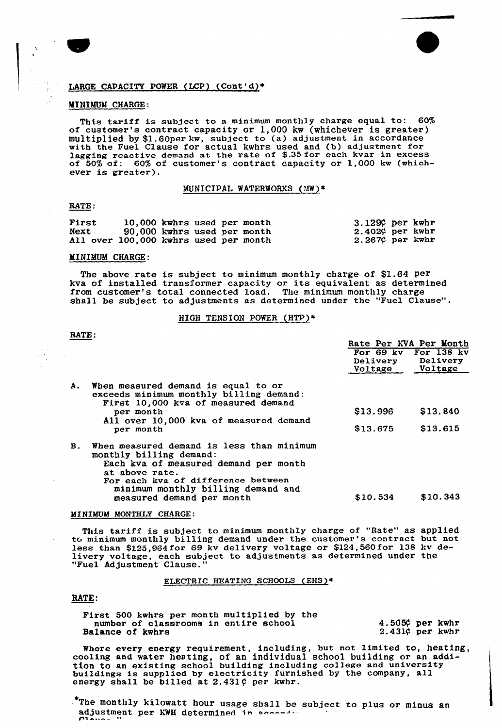## LARGE CAPACITY POWER (LCP) (Cont'd)*

### MINIMUM CHARGE:

This tariff is subject to a minimum monthly charge equal to: 60% of customer's contract capacity or 1,000 kw (whichever is greater) multiplied by $1.60per kw, subject to (a) adjustment in accordance with the Fuel Clause for actual kwhrs used and (b) adjustment for lagging reactive demand at the rate of $.35 for each kvar in excess of 50% of: 60% of customer's contract capacity or 1,000 kw (whichever is greater).

## MUNICIPAL WATERWORKS (MW)*

### RATE:

| | | |
|---|---|---|
| First | 10,000 kwhrs used per month | 3.129¢ per kwhr |
| Next | 90,000 kwhrs used per month | 2.402¢ per kwhr |
| All over | 100,000 kwhrs used per month | 2.267¢ per kwhr |

### MINIMUM CHARGE:

The above rate is subject to minimum monthly charge of $1.64 per kva of installed transformer capacity or its equivalent as determined from customer's total connected load. The minimum monthly charge shall be subject to adjustments as determined under the "Fuel Clause".

## HIGH TENSION POWER (HTP)*

### RATE:

| | Rate Per KVA Per Month | |
|---|---|---|
| | For 69 kv Delivery Voltage | For 138 kv Delivery Voltage |
| A. When measured demand is equal to or exceeds minimum monthly billing demand: | | |
| First 10,000 kva of measured demand per month | $13.996 | $13.840 |
| All over 10,000 kva of measured demand per month | $13.675 | $13.615 |
| B. When measured demand is less than minimum monthly billing demand: | | |
| Each kva of measured demand per month at above rate. | | |
| For each kva of difference between minimum monthly billing demand and measured demand per month | $10.534 | $10.343 |

### MINIMUM MONTHLY CHARGE:

This tariff is subject to minimum monthly charge of "Rate" as applied to minimum monthly billing demand under the customer's contract but not less than $125,964 for 69 kv delivery voltage or $124,560 for 138 kv delivery voltage, each subject to adjustments as determined under the "Fuel Adjustment Clause."

## ELECTRIC HEATING SCHOOLS (EHS)*

### RATE:

| | |
|---|---|
| First 500 kwhrs per month multiplied by the number of classrooms in entire school | 4.565¢ per kwhr |
| Balance of kwhrs | 2.431¢ per kwhr |

Where every energy requirement, including, but not limited to, heating, cooling and water heating, of an individual school building or an addition to an existing school building including college and university buildings is supplied by electricity furnished by the company, all energy shall be billed at 2.431¢ per kwhr.

*The monthly kilowatt hour usage shall be subject to plus or minus an adjustment per KWH determined in accord... Clause."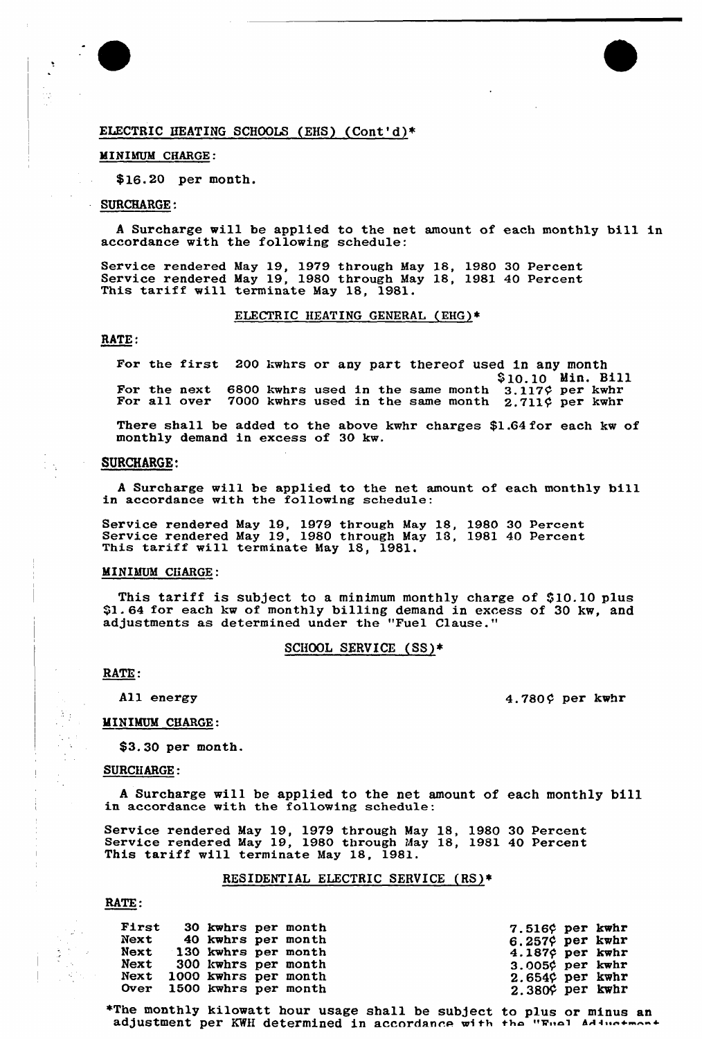ELECTRIC HEATING SCHOOLS (EHS) (Cont'd)*

MINIMUM CHARGE:

$16.20 per month.

SURCHARGE:

A Surcharge will be applied to the net amount of each monthly bill in accordance with the following schedule:

Service rendered May 19, 1979 through May 18, 1980 30 Percent
Service rendered May 19, 1980 through May 18, 1981 40 Percent
This tariff will terminate May 18, 1981.

ELECTRIC HEATING GENERAL (EHG)*

RATE:

| | | |
|---|---|---|
| For the first | 200 kwhrs or any part thereof used in any month | $10.10 Min. Bill |
| For the next | 6800 kwhrs used in the same month | 3.117¢ per kwhr |
| For all over | 7000 kwhrs used in the same month | 2.711¢ per kwhr |

There shall be added to the above kwhr charges $1.64 for each kw of monthly demand in excess of 30 kw.

SURCHARGE:

A Surcharge will be applied to the net amount of each monthly bill in accordance with the following schedule:

Service rendered May 19, 1979 through May 18, 1980 30 Percent
Service rendered May 19, 1980 through May 18, 1981 40 Percent
This tariff will terminate May 18, 1981.

MINIMUM CHARGE:

This tariff is subject to a minimum monthly charge of $10.10 plus $1.64 for each kw of monthly billing demand in excess of 30 kw, and adjustments as determined under the "Fuel Clause."

SCHOOL SERVICE (SS)*

RATE:

All energy 4.780¢ per kwhr

MINIMUM CHARGE:

$3.30 per month.

SURCHARGE:

A Surcharge will be applied to the net amount of each monthly bill in accordance with the following schedule:

Service rendered May 19, 1979 through May 18, 1980 30 Percent
Service rendered May 19, 1980 through May 18, 1981 40 Percent
This tariff will terminate May 18, 1981.

RESIDENTIAL ELECTRIC SERVICE (RS)*

RATE:

| | | |
|---|---|---|
| First | 30 kwhrs per month | 7.516¢ per kwhr |
| Next | 40 kwhrs per month | 6.257¢ per kwhr |
| Next | 130 kwhrs per month | 4.187¢ per kwhr |
| Next | 300 kwhrs per month | 3.005¢ per kwhr |
| Next | 1000 kwhrs per month | 2.654¢ per kwhr |
| Over | 1500 kwhrs per month | 2.380¢ per kwhr |

*The monthly kilowatt hour usage shall be subject to plus or minus an adjustment per KWH determined in accordance with the "Fuel Adjustment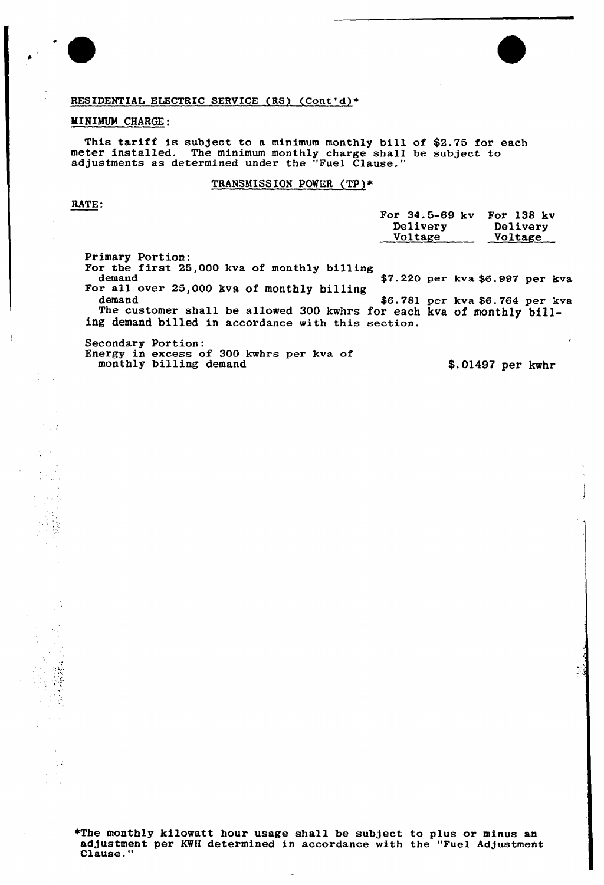RESIDENTIAL ELECTRIC SERVICE (RS) (Cont'd)*

**MINIMUM CHARGE:**

This tariff is subject to a minimum monthly bill of $2.75 for each meter installed. The minimum monthly charge shall be subject to adjustments as determined under the "Fuel Clause."

## TRANSMISSION POWER (TP)*

**RATE:**

| | For 34.5-69 kv Delivery Voltage | For 138 kv Delivery Voltage |
|---|---|---|
| Primary Portion: | | |
| For the first 25,000 kva of monthly billing demand | $7.220 per kva | $6.997 per kva |
| For all over 25,000 kva of monthly billing demand | $6.781 per kva | $6.764 per kva |

The customer shall be allowed 300 kwhrs for each kva of monthly billing demand billed in accordance with this section.

| | |
|---|---|
| Secondary Portion: | |
| Energy in excess of 300 kwhrs per kva of monthly billing demand | $.01497 per kwhr |

*The monthly kilowatt hour usage shall be subject to plus or minus an adjustment per KWH determined in accordance with the "Fuel Adjustment Clause."